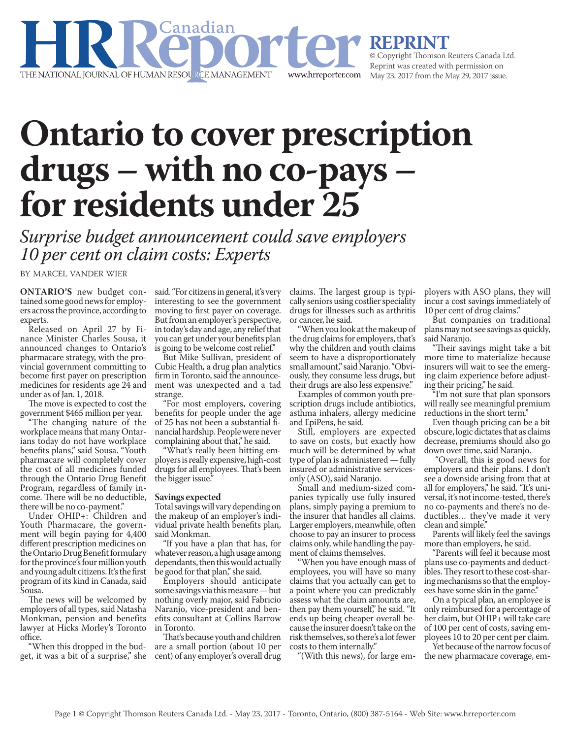# Ontario to cover prescription drugs – with no co-pays – for residents under 25

*Surprise budget announcement could save employers 10 per cent on claim costs: Experts*

BY MARCEL VANDER WIER

**ONTARIO'S** new budget contained some good news for employers across the province, according to experts.

Released on April 27 by Finance Minister Charles Sousa, it announced changes to Ontario's pharmacare strategy, with the provincial government committing to become first payer on prescription medicines for residents age 24 and under as of Jan. 1, 2018.

The move is expected to cost the government $465 million per year.

"The changing nature of the workplace means that many Ontarians today do not have workplace benefits plans," said Sousa. "Youth pharmacare will completely cover the cost of all medicines funded through the Ontario Drug Benefit Program, regardless of family income. There will be no deductible, there will be no co-payment."

Under OHIP+: Children and Youth Pharmacare, the government will begin paying for 4,400 different prescription medicines on the Ontario Drug Benefit formulary for the province's four million youth and young adult citizens. It's the first program of its kind in Canada, said Sousa.

The news will be welcomed by employers of all types, said Natasha Monkman, pension and benefits lawyer at Hicks Morley's Toronto office.

"When this dropped in the budget, it was a bit of a surprise," she said. "For citizens in general, it's very interesting to see the government moving to first payer on coverage. But from an employer's perspective, in today's day and age, any relief that you can get under your benefits plan is going to be welcome cost relief."

But Mike Sullivan, president of Cubic Health, a drug plan analytics firm in Toronto, said the announcement was unexpected and a tad strange.

"For most employers, covering benefits for people under the age of 25 has not been a substantial financial hardship. People were never complaining about that," he said.

"What's really been hitting employers is really expensive, high-cost drugs for all employees. That's been the bigger issue."

**Savings expected**

Total savings will vary depending on the makeup of an employer's individual private health benefits plan, said Monkman.

"If you have a plan that has, for whatever reason, a high usage among dependants, then this would actually be good for that plan," she said.

Employers should anticipate some savings via this measure — but nothing overly major, said Fabricio Naranjo, vice-president and benefits consultant at Collins Barrow in Toronto.

That's because youth and children are a small portion (about 10 per cent) of any employer's overall drug claims. The largest group is typically seniors using costlier speciality drugs for illnesses such as arthritis or cancer, he said.

"When you look at the makeup of the drug claims for employers, that's why the children and youth claims seem to have a disproportionately small amount," said Naranjo. "Obviously, they consume less drugs, but their drugs are also less expensive."

Examples of common youth prescription drugs include antibiotics, asthma inhalers, allergy medicine and EpiPens, he said.

Still, employers are expected to save on costs, but exactly how much will be determined by what type of plan is administered — fully insured or administrative services-only (ASO), said Naranjo.

Small and medium-sized companies typically use fully insured plans, simply paying a premium to the insurer that handles all claims. Larger employers, meanwhile, often choose to pay an insurer to process claims only, while handling the payment of claims themselves.

"When you have enough mass of employees, you will have so many claims that you actually can get to a point where you can predictably assess what the claim amounts are, then pay them yourself," he said. "It ends up being cheaper overall because the insurer doesn't take on the risk themselves, so there's a lot fewer costs to them internally."

"(With this news), for large employers with ASO plans, they will incur a cost savings immediately of 10 per cent of drug claims."

But companies on traditional plans may not see savings as quickly, said Naranjo.

"Their savings might take a bit more time to materialize because insurers will wait to see the emerging claim experience before adjusting their pricing," he said.

"I'm not sure that plan sponsors will really see meaningful premium reductions in the short term."

Even though pricing can be a bit obscure, logic dictates that as claims decrease, premiums should also go down over time, said Naranjo.

"Overall, this is good news for employers and their plans. I don't see a downside arising from that at all for employers," he said. "It's universal, it's not income-tested, there's no co-payments and there's no deductibles… they've made it very clean and simple."

Parents will likely feel the savings more than employers, he said.

"Parents will feel it because most plans use co-payments and deductibles. They resort to these cost-sharing mechanisms so that the employees have some skin in the game."

On a typical plan, an employee is only reimbursed for a percentage of her claim, but OHIP+ will take care of 100 per cent of costs, saving employees 10 to 20 per cent per claim.

Yet because of the narrow focus of the new pharmacare coverage, em-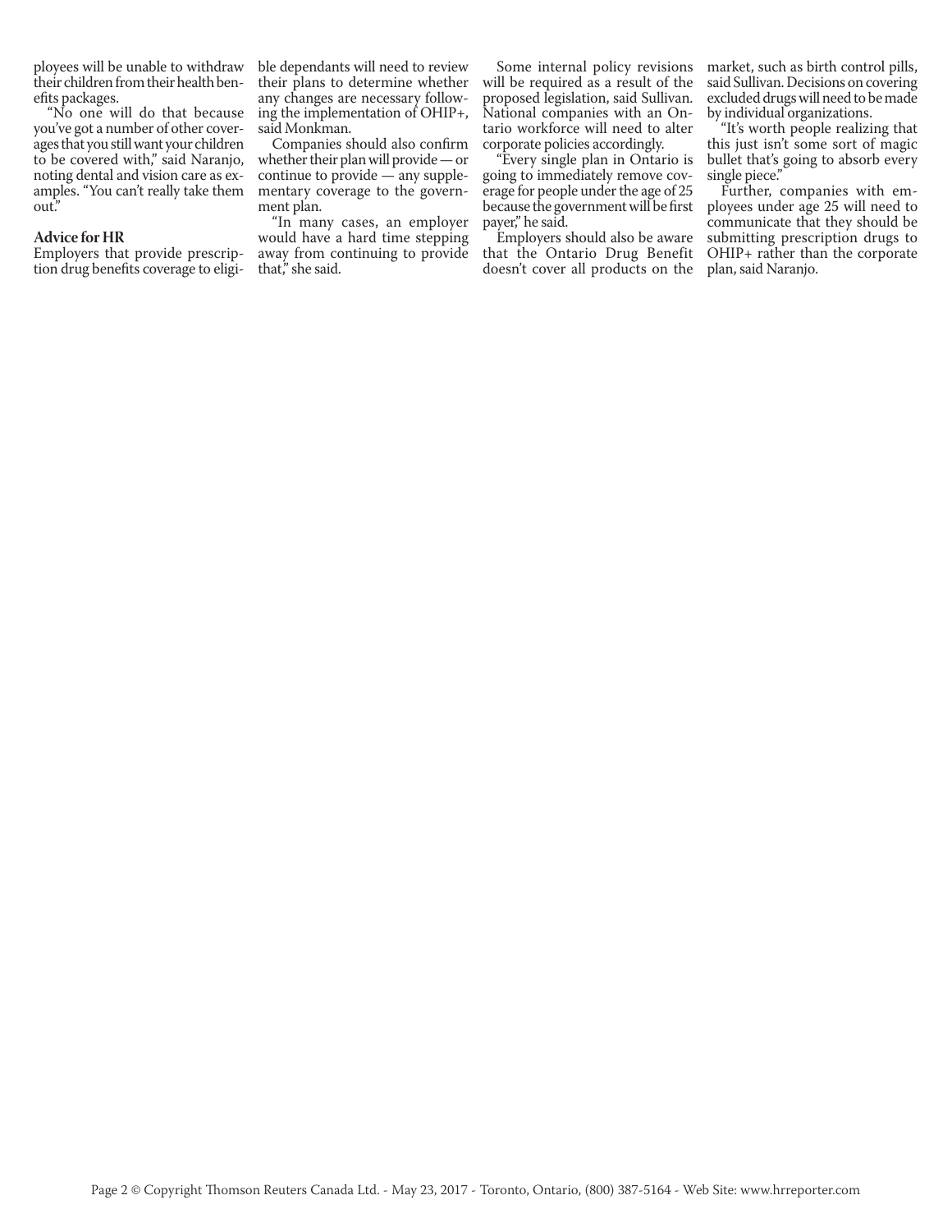ployees will be unable to withdraw their children from their health benefits packages.

"No one will do that because you've got a number of other coverages that you still want your children to be covered with," said Naranjo, noting dental and vision care as examples. "You can't really take them out."

**Advice for HR**

Employers that provide prescription drug benefits coverage to eligible dependants will need to review their plans to determine whether any changes are necessary following the implementation of OHIP+, said Monkman.

Companies should also confirm whether their plan will provide — or continue to provide — any supplementary coverage to the government plan.

"In many cases, an employer would have a hard time stepping away from continuing to provide that," she said.

Some internal policy revisions will be required as a result of the proposed legislation, said Sullivan. National companies with an Ontario workforce will need to alter corporate policies accordingly.

"Every single plan in Ontario is going to immediately remove coverage for people under the age of 25 because the government will be first payer," he said.

Employers should also be aware that the Ontario Drug Benefit doesn't cover all products on the market, such as birth control pills, said Sullivan. Decisions on covering excluded drugs will need to be made by individual organizations.

"It's worth people realizing that this just isn't some sort of magic bullet that's going to absorb every single piece."

Further, companies with employees under age 25 will need to communicate that they should be submitting prescription drugs to OHIP+ rather than the corporate plan, said Naranjo.